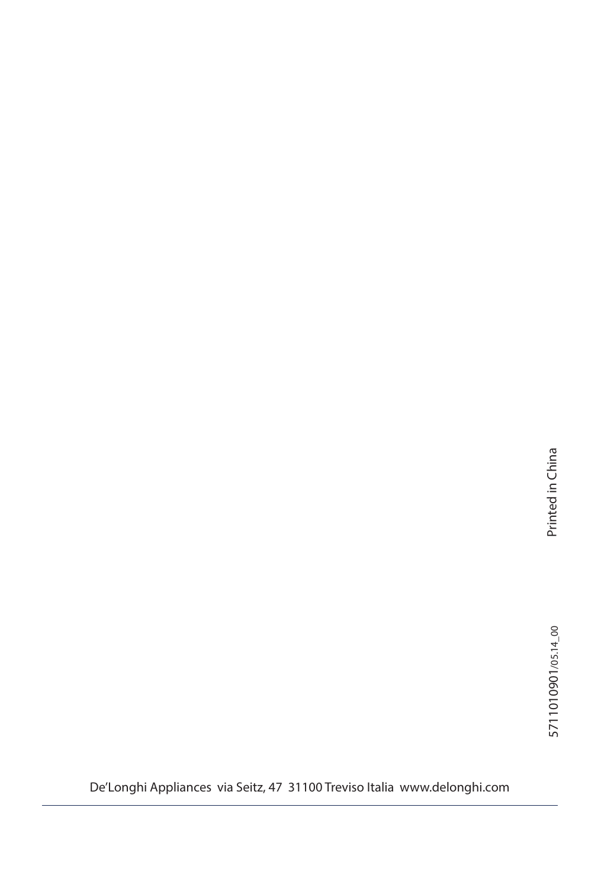Printed in China

5711010901/05.14_00

De'Longhi Appliances via Seitz, 47 31100 Treviso Italia www.delonghi.com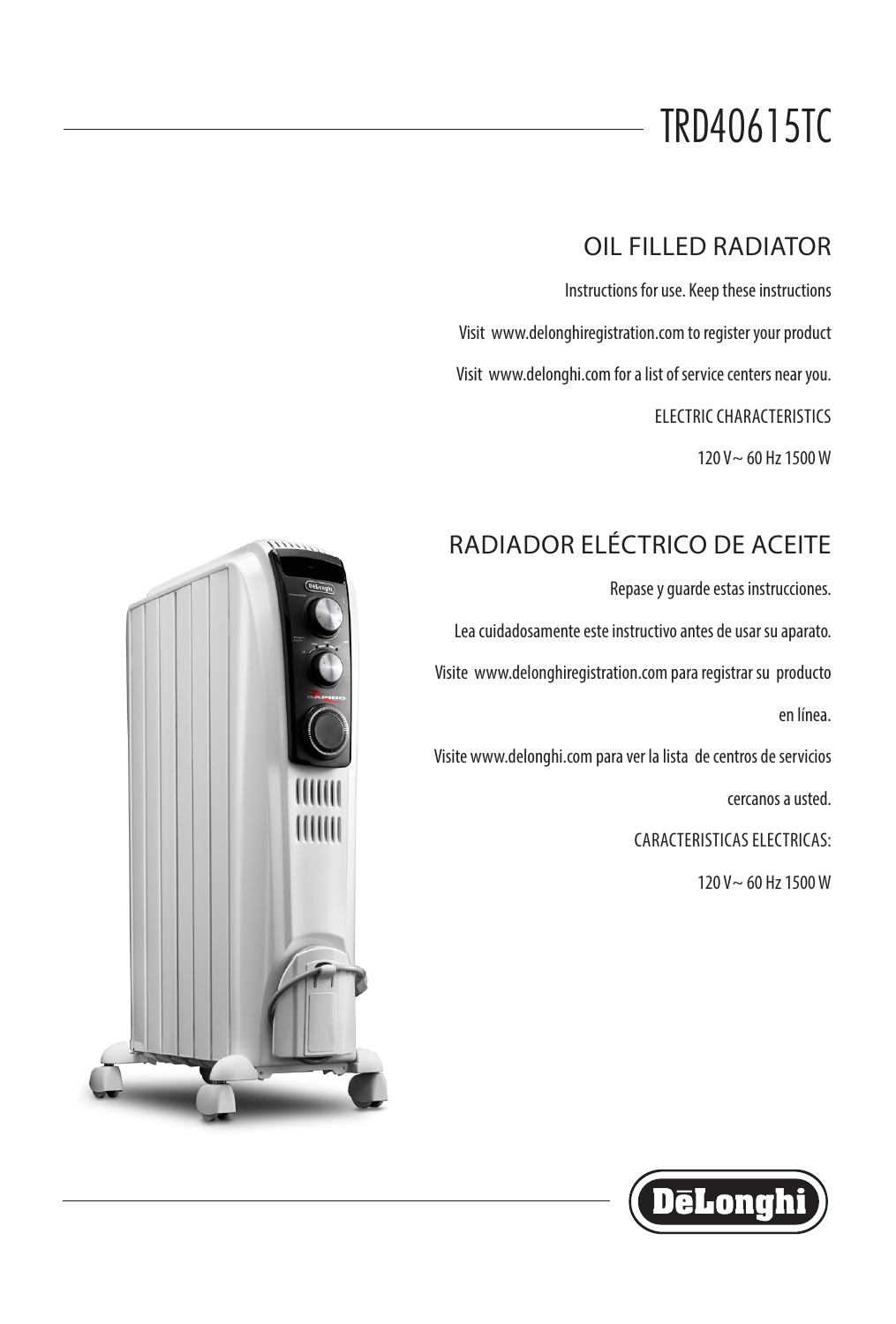# TRD40615TC

## OIL FILLED RADIATOR

Instructions for use. Keep these instructions

Visit www.delonghiregistration.com to register your product

Visit www.delonghi.com for a list of service centers near you.

ELECTRIC CHARACTERISTICS

120 V~ 60 Hz 1500 W

## RADIADOR ELÉCTRICO DE ACEITE

Repase y guarde estas instrucciones.

Lea cuidadosamente este instructivo antes de usar su aparato.

Visite www.delonghiregistration.com para registrar su producto en línea.

Visite www.delonghi.com para ver la lista de centros de servicios cercanos a usted.

CARACTERISTICAS ELECTRICAS:

120 V~ 60 Hz 1500 W

DēLonghi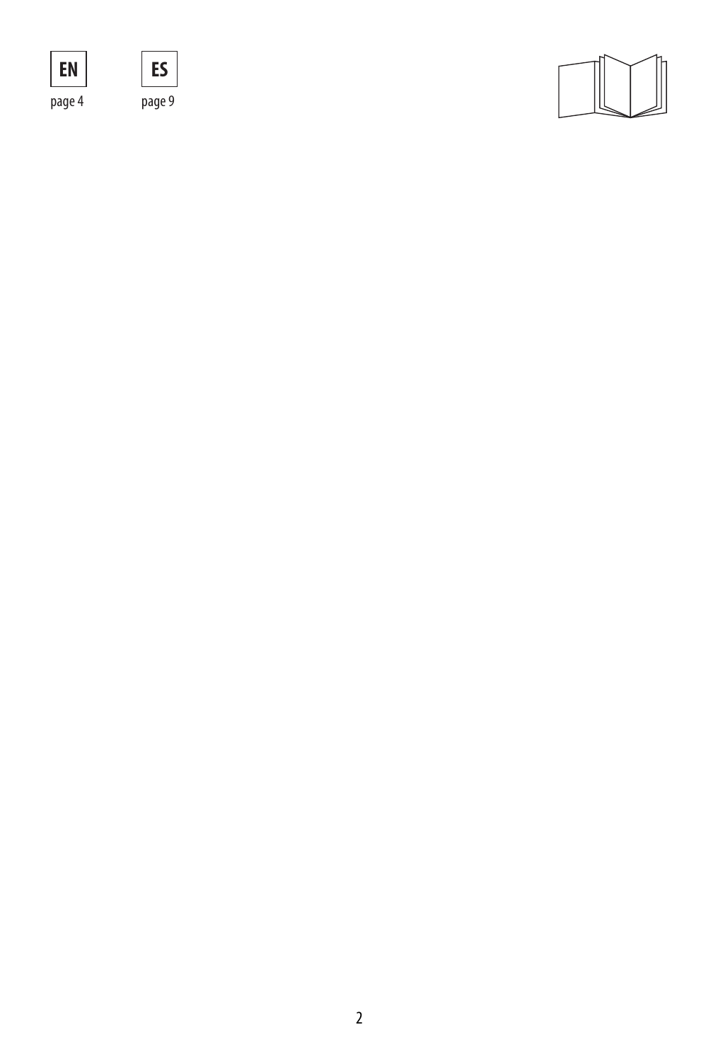**EN** page 4

**ES** page 9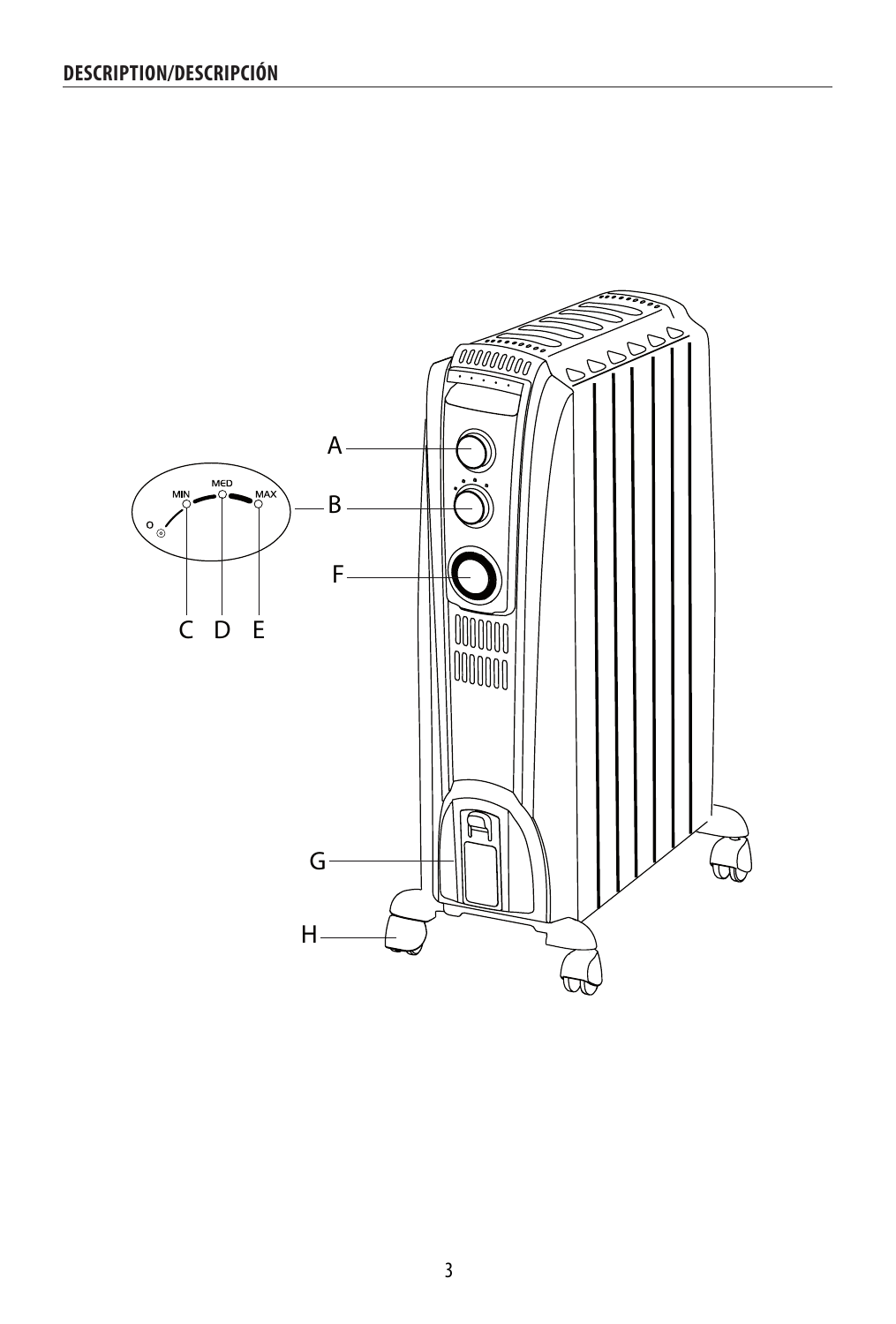## DESCRIPTION/DESCRIPCIÓN

A

B

F

G

H

MIN MED MAX

O

C D E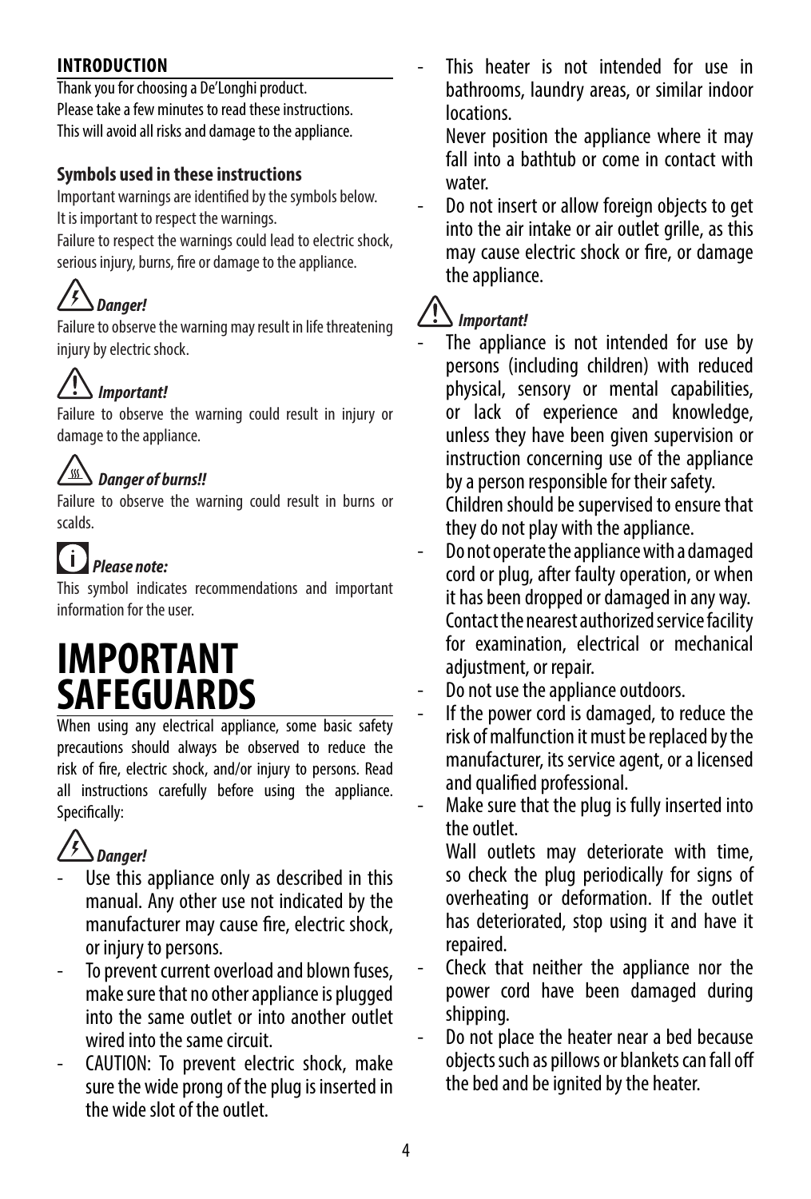## INTRODUCTION

Thank you for choosing a De'Longhi product.
Please take a few minutes to read these instructions.
This will avoid all risks and damage to the appliance.

### Symbols used in these instructions

Important warnings are identified by the symbols below.
It is important to respect the warnings.
Failure to respect the warnings could lead to electric shock, serious injury, burns, fire or damage to the appliance.

***Danger!***
Failure to observe the warning may result in life threatening injury by electric shock.

***Important!***
Failure to observe the warning could result in injury or damage to the appliance.

***Danger of burns!!***
Failure to observe the warning could result in burns or scalds.

***Please note:***
This symbol indicates recommendations and important information for the user.

# IMPORTANT SAFEGUARDS

When using any electrical appliance, some basic safety precautions should always be observed to reduce the risk of fire, electric shock, and/or injury to persons. Read all instructions carefully before using the appliance. Specifically:

***Danger!***

- Use this appliance only as described in this manual. Any other use not indicated by the manufacturer may cause fire, electric shock, or injury to persons.
- To prevent current overload and blown fuses, make sure that no other appliance is plugged into the same outlet or into another outlet wired into the same circuit.
- CAUTION: To prevent electric shock, make sure the wide prong of the plug is inserted in the wide slot of the outlet.
- This heater is not intended for use in bathrooms, laundry areas, or similar indoor locations.
  Never position the appliance where it may fall into a bathtub or come in contact with water.
- Do not insert or allow foreign objects to get into the air intake or air outlet grille, as this may cause electric shock or fire, or damage the appliance.

***Important!***

- The appliance is not intended for use by persons (including children) with reduced physical, sensory or mental capabilities, or lack of experience and knowledge, unless they have been given supervision or instruction concerning use of the appliance by a person responsible for their safety.
  Children should be supervised to ensure that they do not play with the appliance.
- Do not operate the appliance with a damaged cord or plug, after faulty operation, or when it has been dropped or damaged in any way. Contact the nearest authorized service facility for examination, electrical or mechanical adjustment, or repair.
- Do not use the appliance outdoors.
- If the power cord is damaged, to reduce the risk of malfunction it must be replaced by the manufacturer, its service agent, or a licensed and qualified professional.
- Make sure that the plug is fully inserted into the outlet.
  Wall outlets may deteriorate with time, so check the plug periodically for signs of overheating or deformation. If the outlet has deteriorated, stop using it and have it repaired.
- Check that neither the appliance nor the power cord have been damaged during shipping.
- Do not place the heater near a bed because objects such as pillows or blankets can fall off the bed and be ignited by the heater.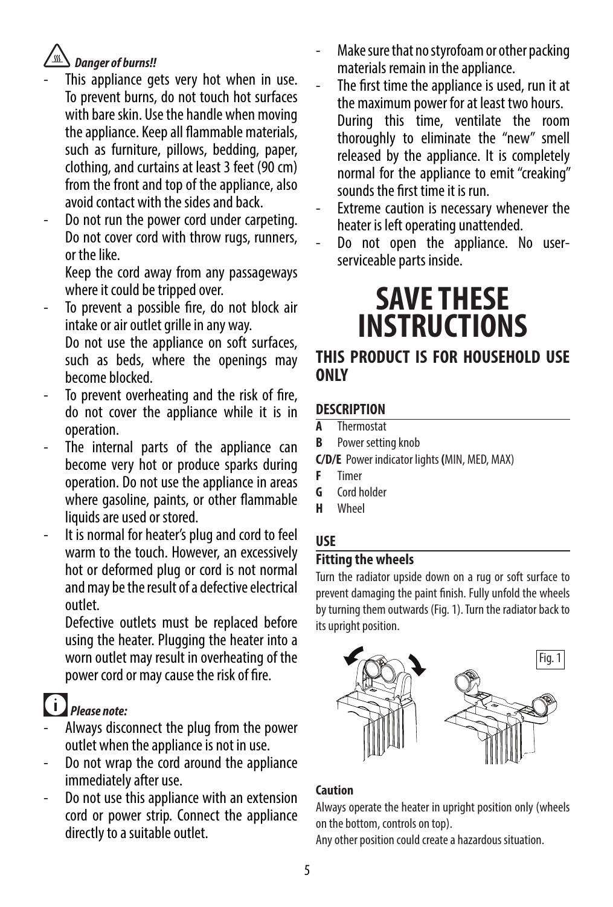***Danger of burns!!***

- This appliance gets very hot when in use. To prevent burns, do not touch hot surfaces with bare skin. Use the handle when moving the appliance. Keep all flammable materials, such as furniture, pillows, bedding, paper, clothing, and curtains at least 3 feet (90 cm) from the front and top of the appliance, also avoid contact with the sides and back.
- Do not run the power cord under carpeting. Do not cover cord with throw rugs, runners, or the like.
  Keep the cord away from any passageways where it could be tripped over.
- To prevent a possible fire, do not block air intake or air outlet grille in any way.
  Do not use the appliance on soft surfaces, such as beds, where the openings may become blocked.
- To prevent overheating and the risk of fire, do not cover the appliance while it is in operation.
- The internal parts of the appliance can become very hot or produce sparks during operation. Do not use the appliance in areas where gasoline, paints, or other flammable liquids are used or stored.
- It is normal for heater's plug and cord to feel warm to the touch. However, an excessively hot or deformed plug or cord is not normal and may be the result of a defective electrical outlet.
  Defective outlets must be replaced before using the heater. Plugging the heater into a worn outlet may result in overheating of the power cord or may cause the risk of fire.

***Please note:***

- Always disconnect the plug from the power outlet when the appliance is not in use.
- Do not wrap the cord around the appliance immediately after use.
- Do not use this appliance with an extension cord or power strip. Connect the appliance directly to a suitable outlet.
- Make sure that no styrofoam or other packing materials remain in the appliance.
- The first time the appliance is used, run it at the maximum power for at least two hours.
  During this time, ventilate the room thoroughly to eliminate the "new" smell released by the appliance. It is completely normal for the appliance to emit "creaking" sounds the first time it is run.
- Extreme caution is necessary whenever the heater is left operating unattended.
- Do not open the appliance. No user-serviceable parts inside.

# SAVE THESE INSTRUCTIONS

## THIS PRODUCT IS FOR HOUSEHOLD USE ONLY

### DESCRIPTION

**A** Thermostat
**B** Power setting knob
**C/D/E** Power indicator lights (MIN, MED, MAX)
**F** Timer
**G** Cord holder
**H** Wheel

### USE

#### Fitting the wheels

Turn the radiator upside down on a rug or soft surface to prevent damaging the paint finish. Fully unfold the wheels by turning them outwards (Fig. 1). Turn the radiator back to its upright position.

Fig. 1

**Caution**

Always operate the heater in upright position only (wheels on the bottom, controls on top).
Any other position could create a hazardous situation.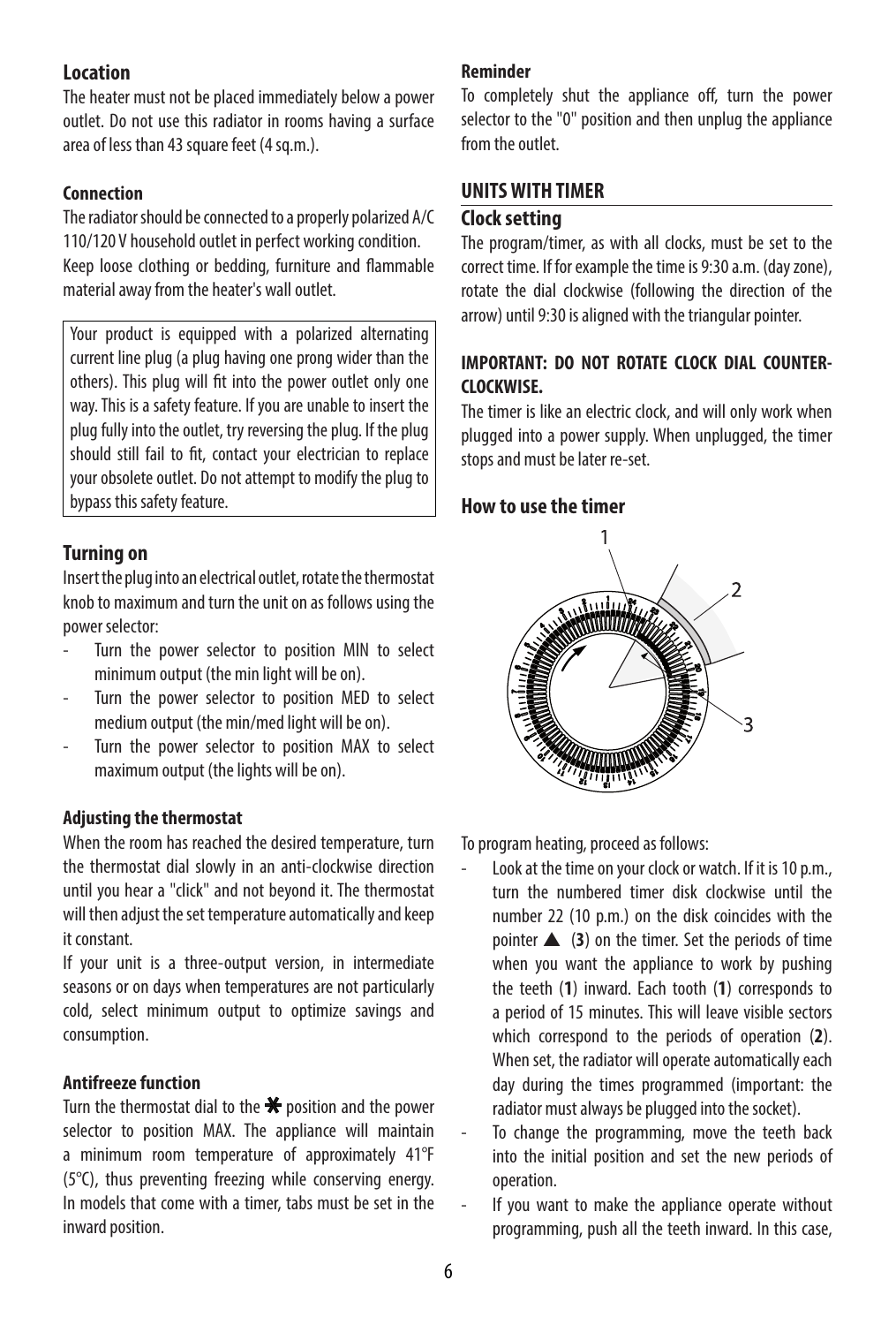## Location

The heater must not be placed immediately below a power outlet. Do not use this radiator in rooms having a surface area of less than 43 square feet (4 sq.m.).

### Connection

The radiator should be connected to a properly polarized A/C 110/120 V household outlet in perfect working condition.
Keep loose clothing or bedding, furniture and flammable material away from the heater's wall outlet.

Your product is equipped with a polarized alternating current line plug (a plug having one prong wider than the others). This plug will fit into the power outlet only one way. This is a safety feature. If you are unable to insert the plug fully into the outlet, try reversing the plug. If the plug should still fail to fit, contact your electrician to replace your obsolete outlet. Do not attempt to modify the plug to bypass this safety feature.

## Turning on

Insert the plug into an electrical outlet, rotate the thermostat knob to maximum and turn the unit on as follows using the power selector:

- Turn the power selector to position MIN to select minimum output (the min light will be on).
- Turn the power selector to position MED to select medium output (the min/med light will be on).
- Turn the power selector to position MAX to select maximum output (the lights will be on).

### Adjusting the thermostat

When the room has reached the desired temperature, turn the thermostat dial slowly in an anti-clockwise direction until you hear a "click" and not beyond it. The thermostat will then adjust the set temperature automatically and keep it constant.

If your unit is a three-output version, in intermediate seasons or on days when temperatures are not particularly cold, select minimum output to optimize savings and consumption.

### Antifreeze function

Turn the thermostat dial to the ✱ position and the power selector to position MAX. The appliance will maintain a minimum room temperature of approximately 41°F (5°C), thus preventing freezing while conserving energy. In models that come with a timer, tabs must be set in the inward position.

### Reminder

To completely shut the appliance off, turn the power selector to the "0" position and then unplug the appliance from the outlet.

## UNITS WITH TIMER

## Clock setting

The program/timer, as with all clocks, must be set to the correct time. If for example the time is 9:30 a.m. (day zone), rotate the dial clockwise (following the direction of the arrow) until 9:30 is aligned with the triangular pointer.

**IMPORTANT: DO NOT ROTATE CLOCK DIAL COUNTER-CLOCKWISE.**

The timer is like an electric clock, and will only work when plugged into a power supply. When unplugged, the timer stops and must be later re-set.

## How to use the timer

To program heating, proceed as follows:

- Look at the time on your clock or watch. If it is 10 p.m., turn the numbered timer disk clockwise until the number 22 (10 p.m.) on the disk coincides with the pointer ▲ (**3**) on the timer. Set the periods of time when you want the appliance to work by pushing the teeth (**1**) inward. Each tooth (**1**) corresponds to a period of 15 minutes. This will leave visible sectors which correspond to the periods of operation (**2**). When set, the radiator will operate automatically each day during the times programmed (important: the radiator must always be plugged into the socket).
- To change the programming, move the teeth back into the initial position and set the new periods of operation.
- If you want to make the appliance operate without programming, push all the teeth inward. In this case,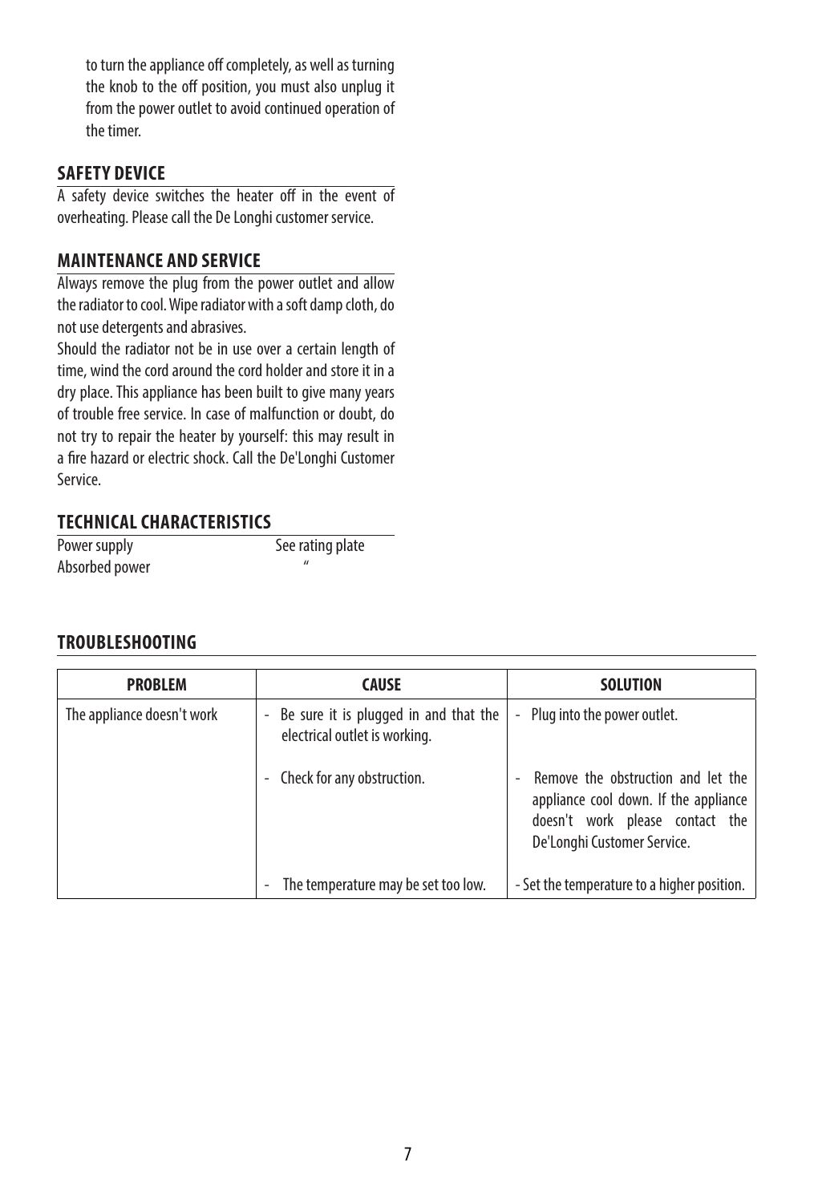to turn the appliance off completely, as well as turning the knob to the off position, you must also unplug it from the power outlet to avoid continued operation of the timer.

## SAFETY DEVICE

A safety device switches the heater off in the event of overheating. Please call the De Longhi customer service.

## MAINTENANCE AND SERVICE

Always remove the plug from the power outlet and allow the radiator to cool. Wipe radiator with a soft damp cloth, do not use detergents and abrasives.

Should the radiator not be in use over a certain length of time, wind the cord around the cord holder and store it in a dry place. This appliance has been built to give many years of trouble free service. In case of malfunction or doubt, do not try to repair the heater by yourself: this may result in a fire hazard or electric shock. Call the De'Longhi Customer Service.

## TECHNICAL CHARACTERISTICS

| | |
|---|---|
| Power supply | See rating plate |
| Absorbed power | " |

## TROUBLESHOOTING

| PROBLEM | CAUSE | SOLUTION |
|---|---|---|
| The appliance doesn't work | - Be sure it is plugged in and that the electrical outlet is working. | - Plug into the power outlet. |
| | - Check for any obstruction. | - Remove the obstruction and let the appliance cool down. If the appliance doesn't work please contact the De'Longhi Customer Service. |
| | - The temperature may be set too low. | - Set the temperature to a higher position. |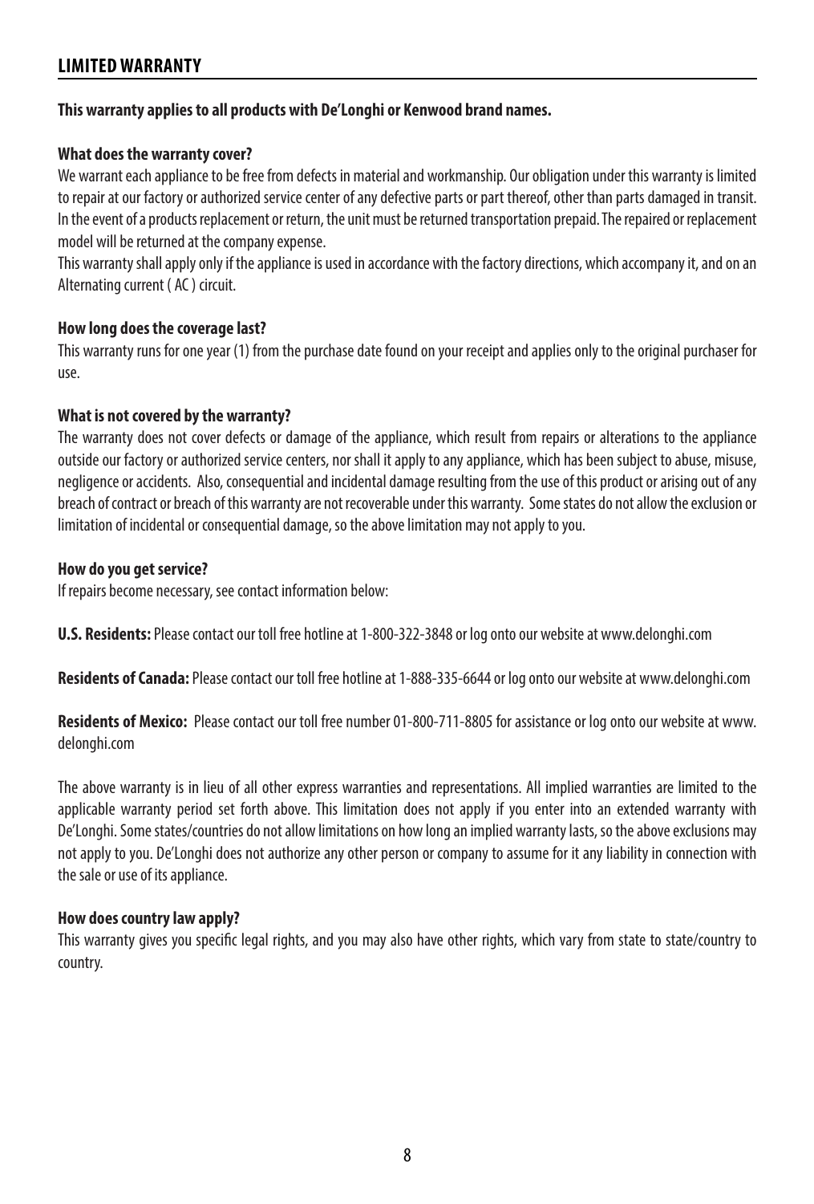## LIMITED WARRANTY

**This warranty applies to all products with De'Longhi or Kenwood brand names.**

**What does the warranty cover?**

We warrant each appliance to be free from defects in material and workmanship. Our obligation under this warranty is limited to repair at our factory or authorized service center of any defective parts or part thereof, other than parts damaged in transit. In the event of a products replacement or return, the unit must be returned transportation prepaid. The repaired or replacement model will be returned at the company expense.

This warranty shall apply only if the appliance is used in accordance with the factory directions, which accompany it, and on an Alternating current ( AC ) circuit.

**How long does the coverage last?**

This warranty runs for one year (1) from the purchase date found on your receipt and applies only to the original purchaser for use.

**What is not covered by the warranty?**

The warranty does not cover defects or damage of the appliance, which result from repairs or alterations to the appliance outside our factory or authorized service centers, nor shall it apply to any appliance, which has been subject to abuse, misuse, negligence or accidents. Also, consequential and incidental damage resulting from the use of this product or arising out of any breach of contract or breach of this warranty are not recoverable under this warranty. Some states do not allow the exclusion or limitation of incidental or consequential damage, so the above limitation may not apply to you.

**How do you get service?**

If repairs become necessary, see contact information below:

**U.S. Residents:** Please contact our toll free hotline at 1-800-322-3848 or log onto our website at www.delonghi.com

**Residents of Canada:** Please contact our toll free hotline at 1-888-335-6644 or log onto our website at www.delonghi.com

**Residents of Mexico:** Please contact our toll free number 01-800-711-8805 for assistance or log onto our website at www.delonghi.com

The above warranty is in lieu of all other express warranties and representations. All implied warranties are limited to the applicable warranty period set forth above. This limitation does not apply if you enter into an extended warranty with De'Longhi. Some states/countries do not allow limitations on how long an implied warranty lasts, so the above exclusions may not apply to you. De'Longhi does not authorize any other person or company to assume for it any liability in connection with the sale or use of its appliance.

**How does country law apply?**

This warranty gives you specific legal rights, and you may also have other rights, which vary from state to state/country to country.